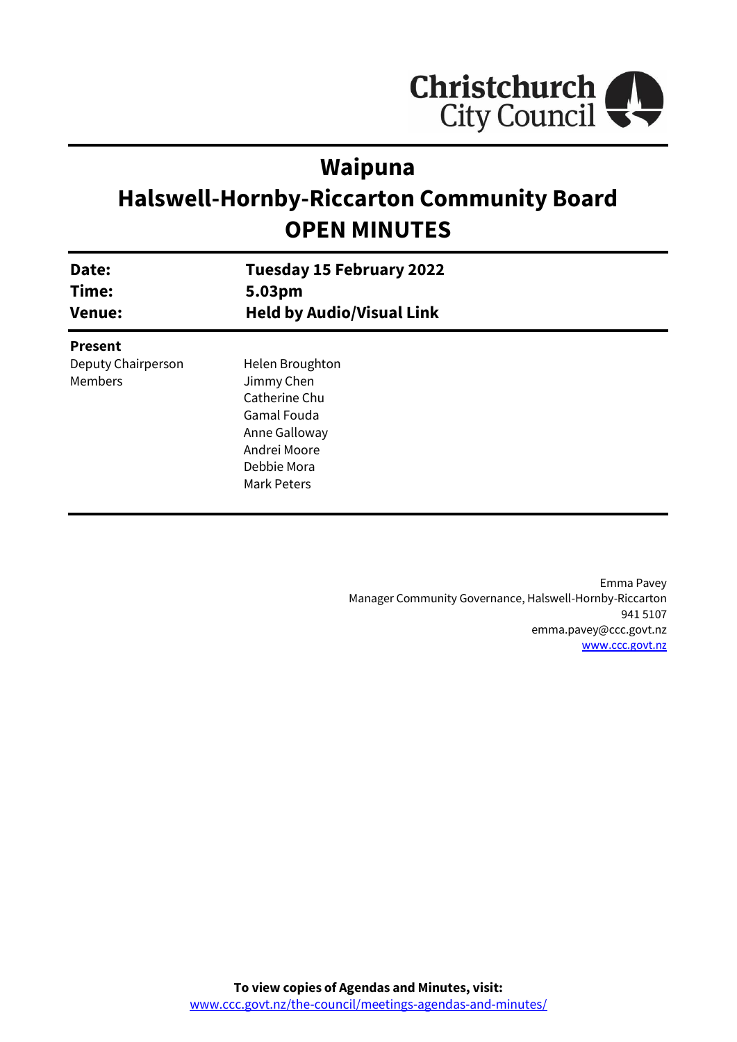Christchurch City Council

# Waipuna
# Halswell-Hornby-Riccarton Community Board
# OPEN MINUTES

| | |
|---|---|
| **Date:** | **Tuesday 15 February 2022** |
| **Time:** | **5.03pm** |
| **Venue:** | **Held by Audio/Visual Link** |

**Present**

| | |
|---|---|
| Deputy Chairperson | Helen Broughton |
| Members | Jimmy Chen |
| | Catherine Chu |
| | Gamal Fouda |
| | Anne Galloway |
| | Andrei Moore |
| | Debbie Mora |
| | Mark Peters |

Emma Pavey
Manager Community Governance, Halswell-Hornby-Riccarton
941 5107
emma.pavey@ccc.govt.nz
www.ccc.govt.nz

**To view copies of Agendas and Minutes, visit:**
www.ccc.govt.nz/the-council/meetings-agendas-and-minutes/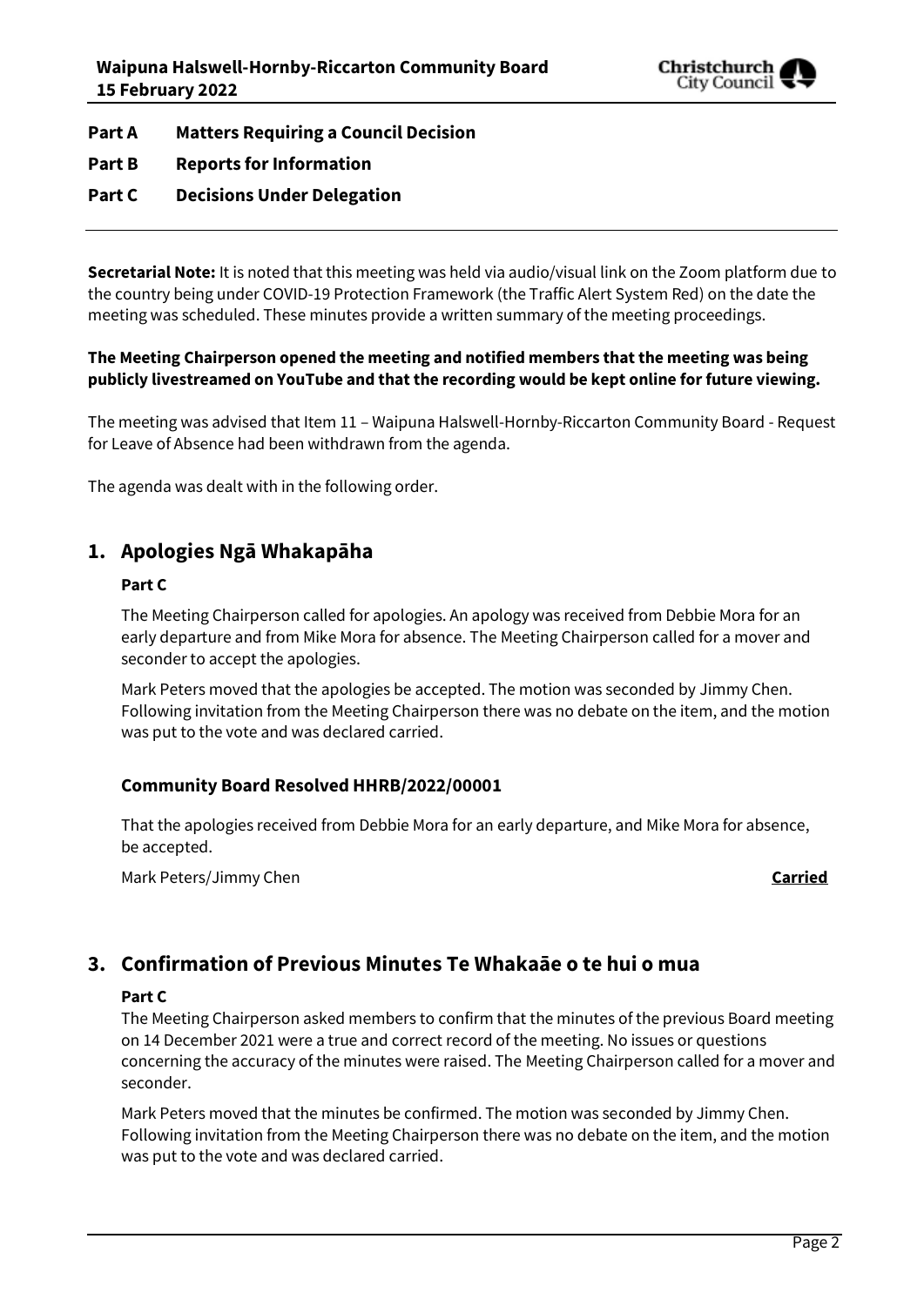**Part A Matters Requiring a Council Decision**

**Part B Reports for Information**

**Part C Decisions Under Delegation**

---

**Secretarial Note:** It is noted that this meeting was held via audio/visual link on the Zoom platform due to the country being under COVID-19 Protection Framework (the Traffic Alert System Red) on the date the meeting was scheduled. These minutes provide a written summary of the meeting proceedings.

**The Meeting Chairperson opened the meeting and notified members that the meeting was being publicly livestreamed on YouTube and that the recording would be kept online for future viewing.**

The meeting was advised that Item 11 – Waipuna Halswell-Hornby-Riccarton Community Board - Request for Leave of Absence had been withdrawn from the agenda.

The agenda was dealt with in the following order.

## 1. Apologies Ngā Whakapāha

**Part C**

The Meeting Chairperson called for apologies. An apology was received from Debbie Mora for an early departure and from Mike Mora for absence. The Meeting Chairperson called for a mover and seconder to accept the apologies.

Mark Peters moved that the apologies be accepted. The motion was seconded by Jimmy Chen. Following invitation from the Meeting Chairperson there was no debate on the item, and the motion was put to the vote and was declared carried.

### Community Board Resolved HHRB/2022/00001

That the apologies received from Debbie Mora for an early departure, and Mike Mora for absence, be accepted.

Mark Peters/Jimmy Chen **Carried**

## 3. Confirmation of Previous Minutes Te Whakaāe o te hui o mua

**Part C**

The Meeting Chairperson asked members to confirm that the minutes of the previous Board meeting on 14 December 2021 were a true and correct record of the meeting. No issues or questions concerning the accuracy of the minutes were raised. The Meeting Chairperson called for a mover and seconder.

Mark Peters moved that the minutes be confirmed. The motion was seconded by Jimmy Chen. Following invitation from the Meeting Chairperson there was no debate on the item, and the motion was put to the vote and was declared carried.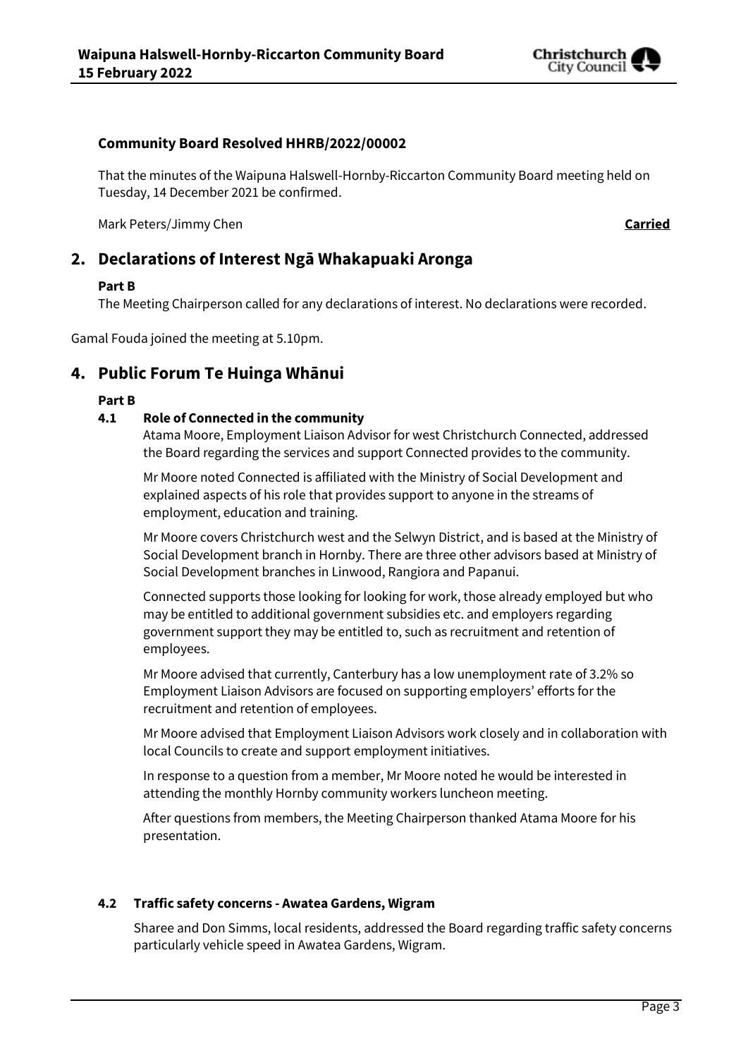**Community Board Resolved HHRB/2022/00002**

That the minutes of the Waipuna Halswell-Hornby-Riccarton Community Board meeting held on Tuesday, 14 December 2021 be confirmed.

Mark Peters/Jimmy Chen **Carried**

## 2. Declarations of Interest Ngā Whakapuaki Aronga

**Part B**

The Meeting Chairperson called for any declarations of interest. No declarations were recorded.

Gamal Fouda joined the meeting at 5.10pm.

## 4. Public Forum Te Huinga Whānui

**Part B**

### 4.1 Role of Connected in the community

Atama Moore, Employment Liaison Advisor for west Christchurch Connected, addressed the Board regarding the services and support Connected provides to the community.

Mr Moore noted Connected is affiliated with the Ministry of Social Development and explained aspects of his role that provides support to anyone in the streams of employment, education and training.

Mr Moore covers Christchurch west and the Selwyn District, and is based at the Ministry of Social Development branch in Hornby. There are three other advisors based at Ministry of Social Development branches in Linwood, Rangiora and Papanui.

Connected supports those looking for looking for work, those already employed but who may be entitled to additional government subsidies etc. and employers regarding government support they may be entitled to, such as recruitment and retention of employees.

Mr Moore advised that currently, Canterbury has a low unemployment rate of 3.2% so Employment Liaison Advisors are focused on supporting employers' efforts for the recruitment and retention of employees.

Mr Moore advised that Employment Liaison Advisors work closely and in collaboration with local Councils to create and support employment initiatives.

In response to a question from a member, Mr Moore noted he would be interested in attending the monthly Hornby community workers luncheon meeting.

After questions from members, the Meeting Chairperson thanked Atama Moore for his presentation.

### 4.2 Traffic safety concerns - Awatea Gardens, Wigram

Sharee and Don Simms, local residents, addressed the Board regarding traffic safety concerns particularly vehicle speed in Awatea Gardens, Wigram.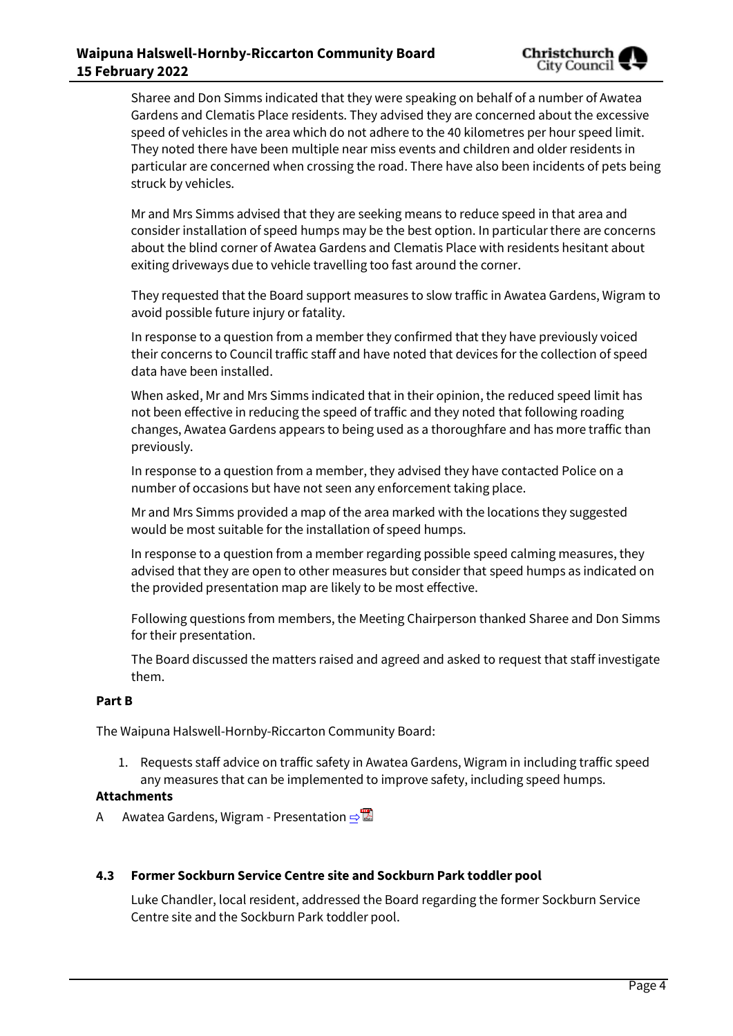Sharee and Don Simms indicated that they were speaking on behalf of a number of Awatea Gardens and Clematis Place residents. They advised they are concerned about the excessive speed of vehicles in the area which do not adhere to the 40 kilometres per hour speed limit. They noted there have been multiple near miss events and children and older residents in particular are concerned when crossing the road. There have also been incidents of pets being struck by vehicles.

Mr and Mrs Simms advised that they are seeking means to reduce speed in that area and consider installation of speed humps may be the best option. In particular there are concerns about the blind corner of Awatea Gardens and Clematis Place with residents hesitant about exiting driveways due to vehicle travelling too fast around the corner.

They requested that the Board support measures to slow traffic in Awatea Gardens, Wigram to avoid possible future injury or fatality.

In response to a question from a member they confirmed that they have previously voiced their concerns to Council traffic staff and have noted that devices for the collection of speed data have been installed.

When asked, Mr and Mrs Simms indicated that in their opinion, the reduced speed limit has not been effective in reducing the speed of traffic and they noted that following roading changes, Awatea Gardens appears to being used as a thoroughfare and has more traffic than previously.

In response to a question from a member, they advised they have contacted Police on a number of occasions but have not seen any enforcement taking place.

Mr and Mrs Simms provided a map of the area marked with the locations they suggested would be most suitable for the installation of speed humps.

In response to a question from a member regarding possible speed calming measures, they advised that they are open to other measures but consider that speed humps as indicated on the provided presentation map are likely to be most effective.

Following questions from members, the Meeting Chairperson thanked Sharee and Don Simms for their presentation.

The Board discussed the matters raised and agreed and asked to request that staff investigate them.

**Part B**

The Waipuna Halswell-Hornby-Riccarton Community Board:

1. Requests staff advice on traffic safety in Awatea Gardens, Wigram in including traffic speed any measures that can be implemented to improve safety, including speed humps.

**Attachments**

A Awatea Gardens, Wigram - Presentation ⇨

### 4.3 Former Sockburn Service Centre site and Sockburn Park toddler pool

Luke Chandler, local resident, addressed the Board regarding the former Sockburn Service Centre site and the Sockburn Park toddler pool.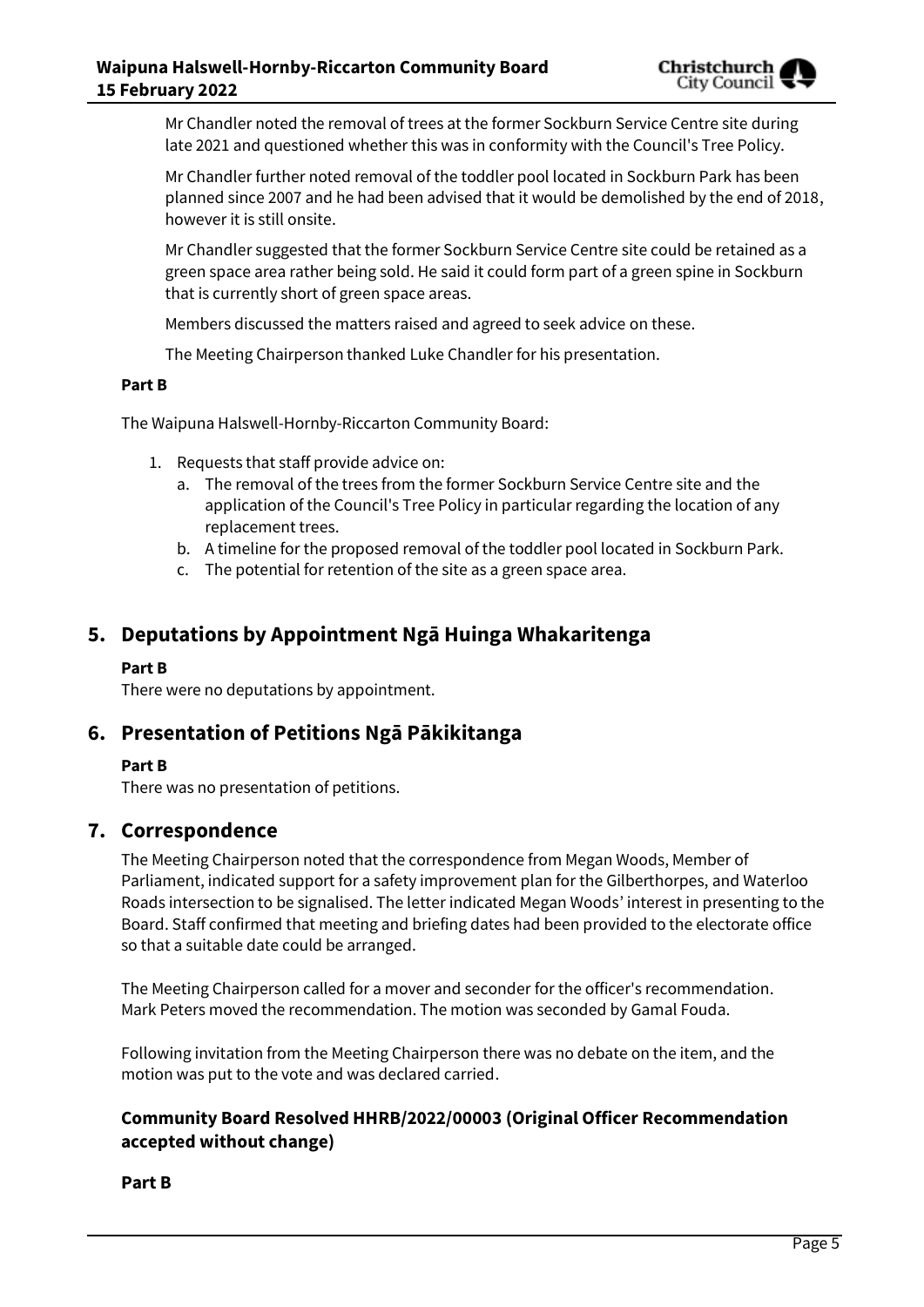Mr Chandler noted the removal of trees at the former Sockburn Service Centre site during late 2021 and questioned whether this was in conformity with the Council's Tree Policy.

Mr Chandler further noted removal of the toddler pool located in Sockburn Park has been planned since 2007 and he had been advised that it would be demolished by the end of 2018, however it is still onsite.

Mr Chandler suggested that the former Sockburn Service Centre site could be retained as a green space area rather being sold. He said it could form part of a green spine in Sockburn that is currently short of green space areas.

Members discussed the matters raised and agreed to seek advice on these.

The Meeting Chairperson thanked Luke Chandler for his presentation.

**Part B**

The Waipuna Halswell-Hornby-Riccarton Community Board:

1. Requests that staff provide advice on:
   a. The removal of the trees from the former Sockburn Service Centre site and the application of the Council's Tree Policy in particular regarding the location of any replacement trees.
   b. A timeline for the proposed removal of the toddler pool located in Sockburn Park.
   c. The potential for retention of the site as a green space area.

## 5. Deputations by Appointment Ngā Huinga Whakaritenga

**Part B**

There were no deputations by appointment.

## 6. Presentation of Petitions Ngā Pākikitanga

**Part B**

There was no presentation of petitions.

## 7. Correspondence

The Meeting Chairperson noted that the correspondence from Megan Woods, Member of Parliament, indicated support for a safety improvement plan for the Gilberthorpes, and Waterloo Roads intersection to be signalised. The letter indicated Megan Woods' interest in presenting to the Board. Staff confirmed that meeting and briefing dates had been provided to the electorate office so that a suitable date could be arranged.

The Meeting Chairperson called for a mover and seconder for the officer's recommendation. Mark Peters moved the recommendation. The motion was seconded by Gamal Fouda.

Following invitation from the Meeting Chairperson there was no debate on the item, and the motion was put to the vote and was declared carried.

### Community Board Resolved HHRB/2022/00003 (Original Officer Recommendation accepted without change)

**Part B**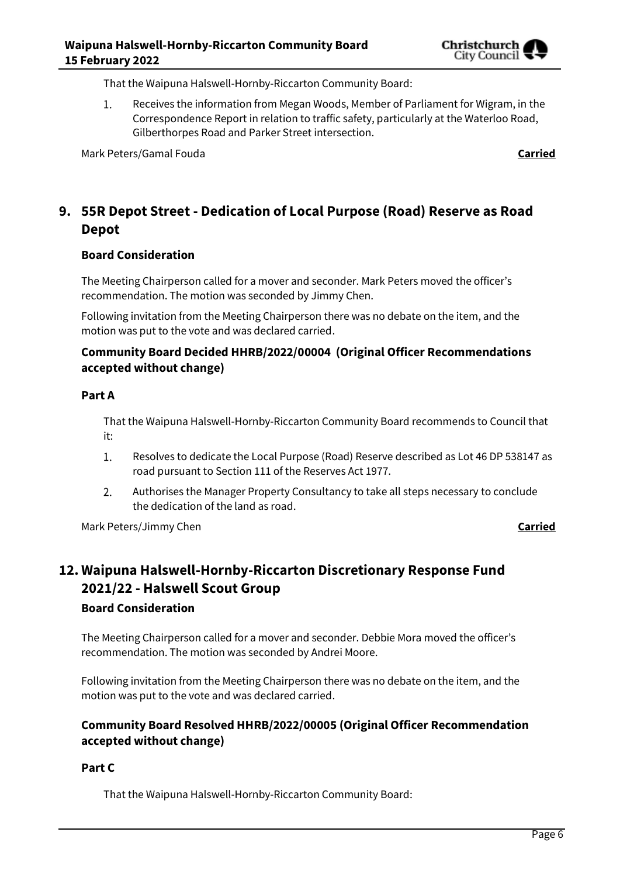That the Waipuna Halswell-Hornby-Riccarton Community Board:

1. Receives the information from Megan Woods, Member of Parliament for Wigram, in the Correspondence Report in relation to traffic safety, particularly at the Waterloo Road, Gilberthorpes Road and Parker Street intersection.

Mark Peters/Gamal Fouda **Carried**

## 9. 55R Depot Street - Dedication of Local Purpose (Road) Reserve as Road Depot

### Board Consideration

The Meeting Chairperson called for a mover and seconder. Mark Peters moved the officer's recommendation. The motion was seconded by Jimmy Chen.

Following invitation from the Meeting Chairperson there was no debate on the item, and the motion was put to the vote and was declared carried.

### Community Board Decided HHRB/2022/00004 (Original Officer Recommendations accepted without change)

### Part A

That the Waipuna Halswell-Hornby-Riccarton Community Board recommends to Council that it:

1. Resolves to dedicate the Local Purpose (Road) Reserve described as Lot 46 DP 538147 as road pursuant to Section 111 of the Reserves Act 1977.
2. Authorises the Manager Property Consultancy to take all steps necessary to conclude the dedication of the land as road.

Mark Peters/Jimmy Chen **Carried**

## 12. Waipuna Halswell-Hornby-Riccarton Discretionary Response Fund 2021/22 - Halswell Scout Group

### Board Consideration

The Meeting Chairperson called for a mover and seconder. Debbie Mora moved the officer's recommendation. The motion was seconded by Andrei Moore.

Following invitation from the Meeting Chairperson there was no debate on the item, and the motion was put to the vote and was declared carried.

### Community Board Resolved HHRB/2022/00005 (Original Officer Recommendation accepted without change)

### Part C

That the Waipuna Halswell-Hornby-Riccarton Community Board: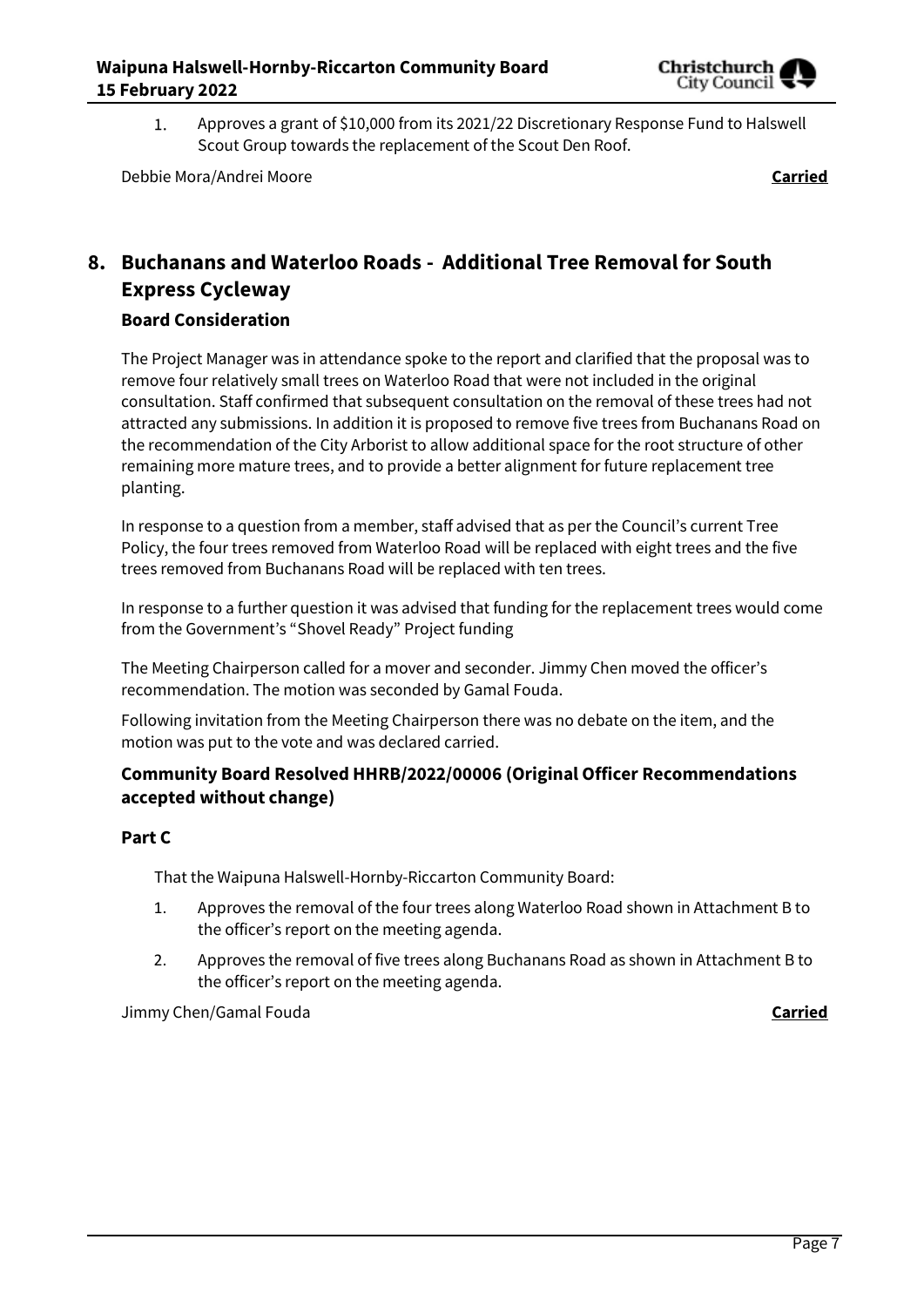1. Approves a grant of $10,000 from its 2021/22 Discretionary Response Fund to Halswell Scout Group towards the replacement of the Scout Den Roof.

Debbie Mora/Andrei Moore **Carried**

# 8. Buchanans and Waterloo Roads - Additional Tree Removal for South Express Cycleway

### Board Consideration

The Project Manager was in attendance spoke to the report and clarified that the proposal was to remove four relatively small trees on Waterloo Road that were not included in the original consultation. Staff confirmed that subsequent consultation on the removal of these trees had not attracted any submissions. In addition it is proposed to remove five trees from Buchanans Road on the recommendation of the City Arborist to allow additional space for the root structure of other remaining more mature trees, and to provide a better alignment for future replacement tree planting.

In response to a question from a member, staff advised that as per the Council's current Tree Policy, the four trees removed from Waterloo Road will be replaced with eight trees and the five trees removed from Buchanans Road will be replaced with ten trees.

In response to a further question it was advised that funding for the replacement trees would come from the Government's "Shovel Ready" Project funding

The Meeting Chairperson called for a mover and seconder. Jimmy Chen moved the officer's recommendation. The motion was seconded by Gamal Fouda.

Following invitation from the Meeting Chairperson there was no debate on the item, and the motion was put to the vote and was declared carried.

### Community Board Resolved HHRB/2022/00006 (Original Officer Recommendations accepted without change)

### Part C

That the Waipuna Halswell-Hornby-Riccarton Community Board:

1. Approves the removal of the four trees along Waterloo Road shown in Attachment B to the officer's report on the meeting agenda.
2. Approves the removal of five trees along Buchanans Road as shown in Attachment B to the officer's report on the meeting agenda.

Jimmy Chen/Gamal Fouda **Carried**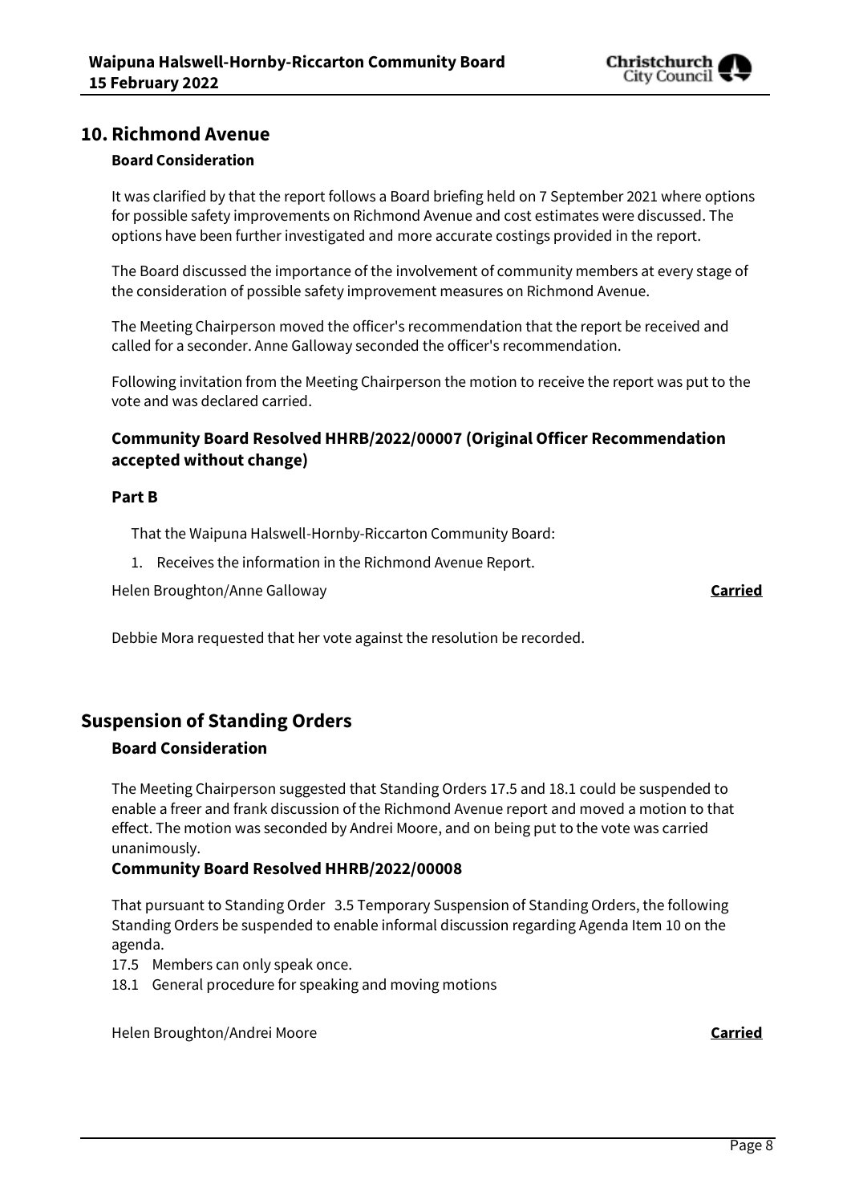## 10. Richmond Avenue

### Board Consideration

It was clarified by that the report follows a Board briefing held on 7 September 2021 where options for possible safety improvements on Richmond Avenue and cost estimates were discussed. The options have been further investigated and more accurate costings provided in the report.

The Board discussed the importance of the involvement of community members at every stage of the consideration of possible safety improvement measures on Richmond Avenue.

The Meeting Chairperson moved the officer's recommendation that the report be received and called for a seconder. Anne Galloway seconded the officer's recommendation.

Following invitation from the Meeting Chairperson the motion to receive the report was put to the vote and was declared carried.

### Community Board Resolved HHRB/2022/00007 (Original Officer Recommendation accepted without change)

**Part B**

That the Waipuna Halswell-Hornby-Riccarton Community Board:

1. Receives the information in the Richmond Avenue Report.

Helen Broughton/Anne Galloway **Carried**

Debbie Mora requested that her vote against the resolution be recorded.

## Suspension of Standing Orders

### Board Consideration

The Meeting Chairperson suggested that Standing Orders 17.5 and 18.1 could be suspended to enable a freer and frank discussion of the Richmond Avenue report and moved a motion to that effect. The motion was seconded by Andrei Moore, and on being put to the vote was carried unanimously.

### Community Board Resolved HHRB/2022/00008

That pursuant to Standing Order 3.5 Temporary Suspension of Standing Orders, the following Standing Orders be suspended to enable informal discussion regarding Agenda Item 10 on the agenda.

17.5 Members can only speak once.

18.1 General procedure for speaking and moving motions

Helen Broughton/Andrei Moore **Carried**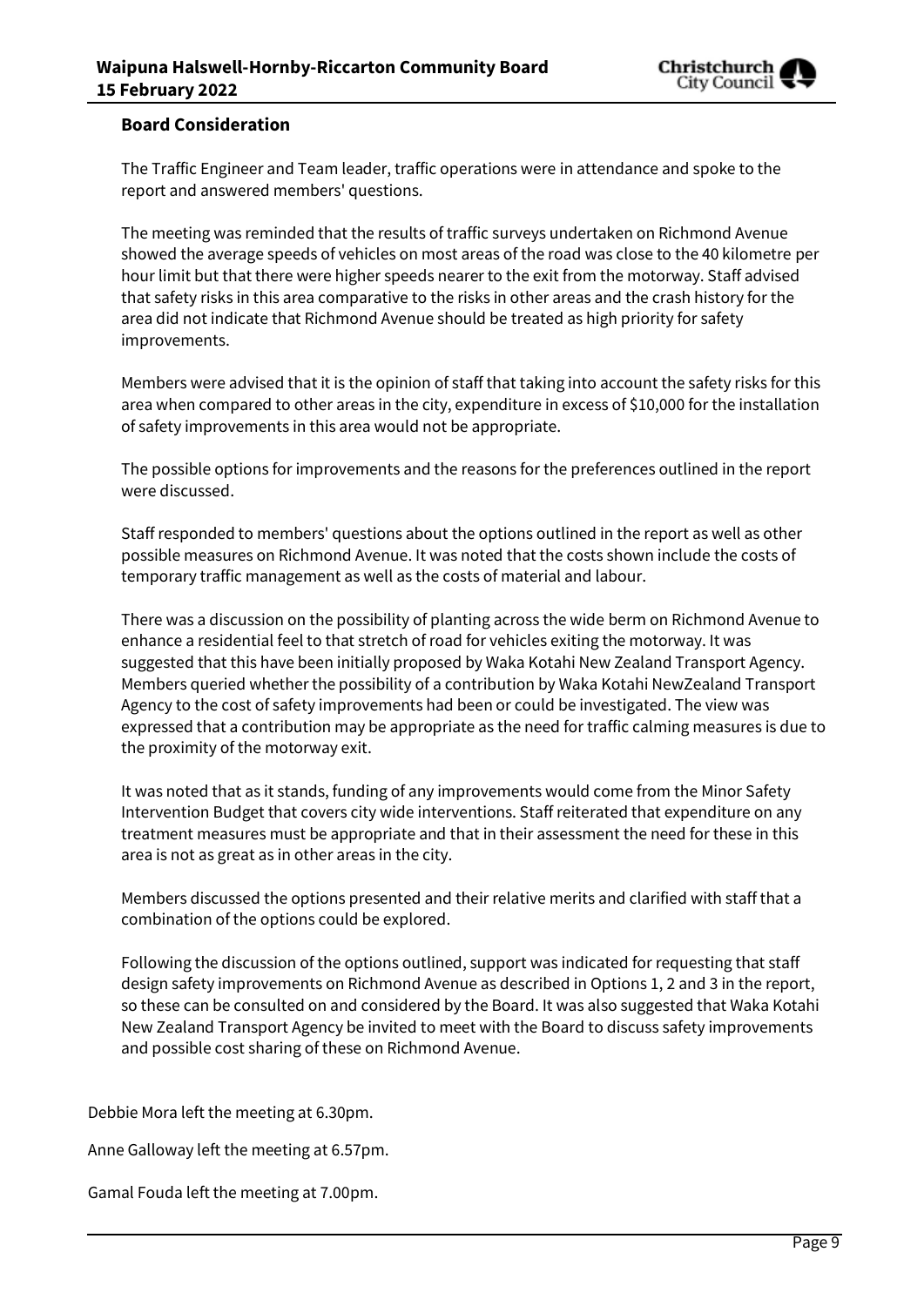**Board Consideration**

The Traffic Engineer and Team leader, traffic operations were in attendance and spoke to the report and answered members' questions.

The meeting was reminded that the results of traffic surveys undertaken on Richmond Avenue showed the average speeds of vehicles on most areas of the road was close to the 40 kilometre per hour limit but that there were higher speeds nearer to the exit from the motorway. Staff advised that safety risks in this area comparative to the risks in other areas and the crash history for the area did not indicate that Richmond Avenue should be treated as high priority for safety improvements.

Members were advised that it is the opinion of staff that taking into account the safety risks for this area when compared to other areas in the city, expenditure in excess of $10,000 for the installation of safety improvements in this area would not be appropriate.

The possible options for improvements and the reasons for the preferences outlined in the report were discussed.

Staff responded to members' questions about the options outlined in the report as well as other possible measures on Richmond Avenue. It was noted that the costs shown include the costs of temporary traffic management as well as the costs of material and labour.

There was a discussion on the possibility of planting across the wide berm on Richmond Avenue to enhance a residential feel to that stretch of road for vehicles exiting the motorway. It was suggested that this have been initially proposed by Waka Kotahi New Zealand Transport Agency. Members queried whether the possibility of a contribution by Waka Kotahi NewZealand Transport Agency to the cost of safety improvements had been or could be investigated. The view was expressed that a contribution may be appropriate as the need for traffic calming measures is due to the proximity of the motorway exit.

It was noted that as it stands, funding of any improvements would come from the Minor Safety Intervention Budget that covers city wide interventions. Staff reiterated that expenditure on any treatment measures must be appropriate and that in their assessment the need for these in this area is not as great as in other areas in the city.

Members discussed the options presented and their relative merits and clarified with staff that a combination of the options could be explored.

Following the discussion of the options outlined, support was indicated for requesting that staff design safety improvements on Richmond Avenue as described in Options 1, 2 and 3 in the report, so these can be consulted on and considered by the Board. It was also suggested that Waka Kotahi New Zealand Transport Agency be invited to meet with the Board to discuss safety improvements and possible cost sharing of these on Richmond Avenue.

Debbie Mora left the meeting at 6.30pm.

Anne Galloway left the meeting at 6.57pm.

Gamal Fouda left the meeting at 7.00pm.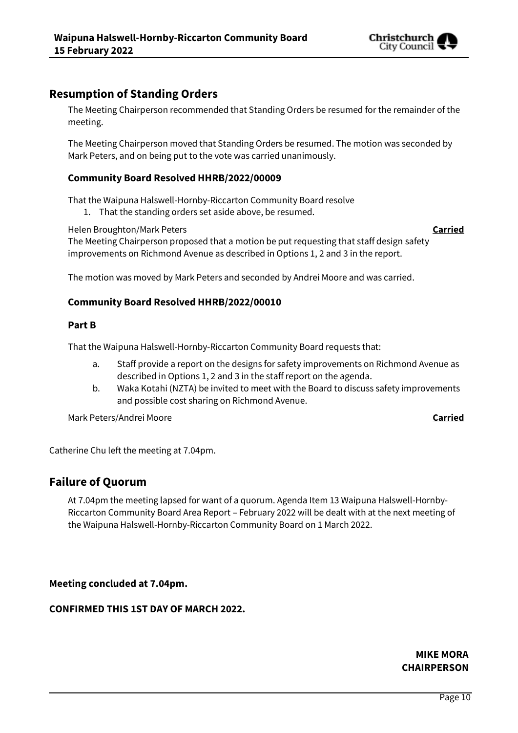## Resumption of Standing Orders

The Meeting Chairperson recommended that Standing Orders be resumed for the remainder of the meeting.

The Meeting Chairperson moved that Standing Orders be resumed. The motion was seconded by Mark Peters, and on being put to the vote was carried unanimously.

### Community Board Resolved HHRB/2022/00009

That the Waipuna Halswell-Hornby-Riccarton Community Board resolve

1. That the standing orders set aside above, be resumed.

Helen Broughton/Mark Peters **Carried**

The Meeting Chairperson proposed that a motion be put requesting that staff design safety improvements on Richmond Avenue as described in Options 1, 2 and 3 in the report.

The motion was moved by Mark Peters and seconded by Andrei Moore and was carried.

### Community Board Resolved HHRB/2022/00010

### Part B

That the Waipuna Halswell-Hornby-Riccarton Community Board requests that:

a. Staff provide a report on the designs for safety improvements on Richmond Avenue as described in Options 1, 2 and 3 in the staff report on the agenda.

b. Waka Kotahi (NZTA) be invited to meet with the Board to discuss safety improvements and possible cost sharing on Richmond Avenue.

Mark Peters/Andrei Moore **Carried**

Catherine Chu left the meeting at 7.04pm.

## Failure of Quorum

At 7.04pm the meeting lapsed for want of a quorum. Agenda Item 13 Waipuna Halswell-Hornby-Riccarton Community Board Area Report – February 2022 will be dealt with at the next meeting of the Waipuna Halswell-Hornby-Riccarton Community Board on 1 March 2022.

**Meeting concluded at 7.04pm.**

**CONFIRMED THIS 1ST DAY OF MARCH 2022.**

**MIKE MORA**
**CHAIRPERSON**